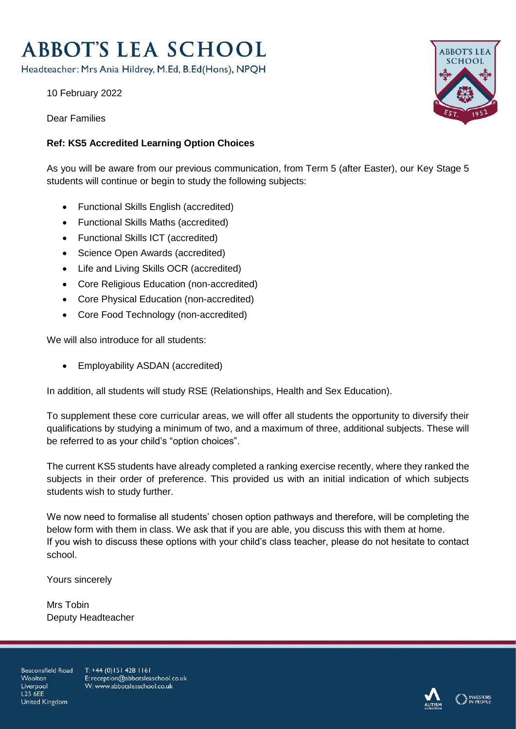# ABBOT'S LEA SCHOOL

Headteacher: Mrs Ania Hildrey, M.Ed, B.Ed(Hons), NPQH

10 February 2022

Dear Families

**Ref: KS5 Accredited Learning Option Choices**

As you will be aware from our previous communication, from Term 5 (after Easter), our Key Stage 5 students will continue or begin to study the following subjects:

- Functional Skills English (accredited)
- Functional Skills Maths (accredited)
- Functional Skills ICT (accredited)
- Science Open Awards (accredited)
- Life and Living Skills OCR (accredited)
- Core Religious Education (non-accredited)
- Core Physical Education (non-accredited)
- Core Food Technology (non-accredited)

We will also introduce for all students:

- Employability ASDAN (accredited)

In addition, all students will study RSE (Relationships, Health and Sex Education).

To supplement these core curricular areas, we will offer all students the opportunity to diversify their qualifications by studying a minimum of two, and a maximum of three, additional subjects. These will be referred to as your child's "option choices".

The current KS5 students have already completed a ranking exercise recently, where they ranked the subjects in their order of preference. This provided us with an initial indication of which subjects students wish to study further.

We now need to formalise all students' chosen option pathways and therefore, will be completing the below form with them in class. We ask that if you are able, you discuss this with them at home.
If you wish to discuss these options with your child's class teacher, please do not hesitate to contact school.

Yours sincerely

Mrs Tobin
Deputy Headteacher

Beaconsfield Road
Woolton
Liverpool
L25 6EE
United Kingdom

T: +44 (0)151 428 1161
E: reception@abbotsleaschool.co.uk
W: www.abbotsleaschool.co.uk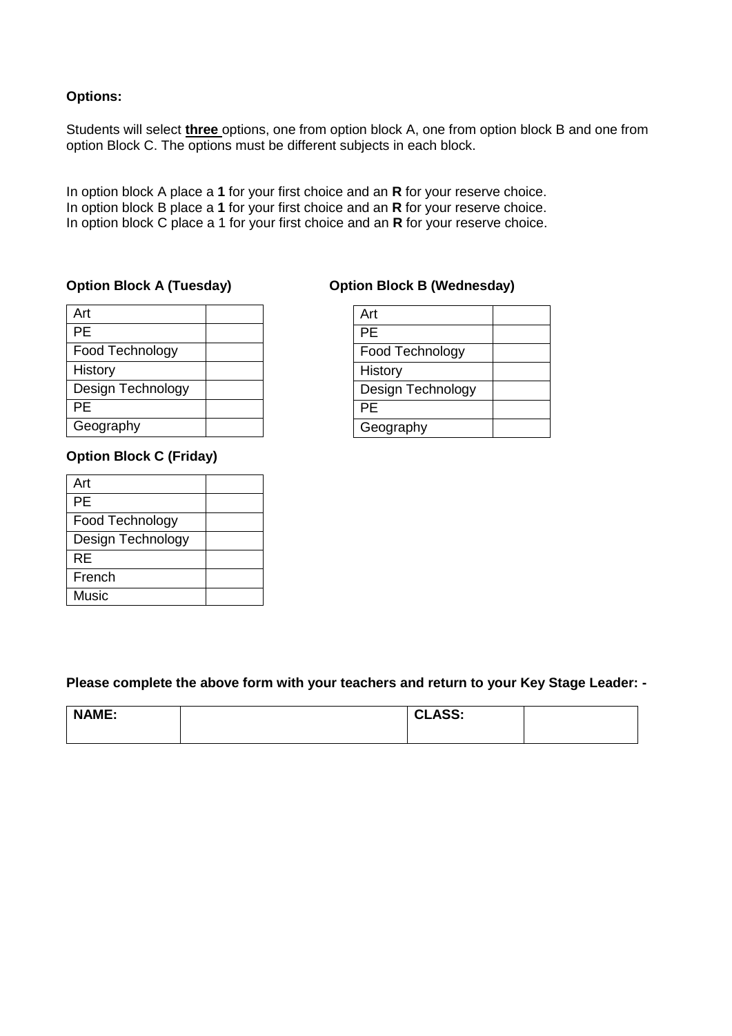**Options:**

Students will select **three** options, one from option block A, one from option block B and one from option Block C. The options must be different subjects in each block.

In option block A place a **1** for your first choice and an **R** for your reserve choice.
In option block B place a **1** for your first choice and an **R** for your reserve choice.
In option block C place a 1 for your first choice and an **R** for your reserve choice.

**Option Block A (Tuesday)**

| | |
|---|---|
| Art | |
| PE | |
| Food Technology | |
| History | |
| Design Technology | |
| PE | |
| Geography | |

**Option Block B (Wednesday)**

| | |
|---|---|
| Art | |
| PE | |
| Food Technology | |
| History | |
| Design Technology | |
| PE | |
| Geography | |

**Option Block C (Friday)**

| | |
|---|---|
| Art | |
| PE | |
| Food Technology | |
| Design Technology | |
| RE | |
| French | |
| Music | |

**Please complete the above form with your teachers and return to your Key Stage Leader: -**

| | | | |
|---|---|---|---|
| **NAME:** | | **CLASS:** | |